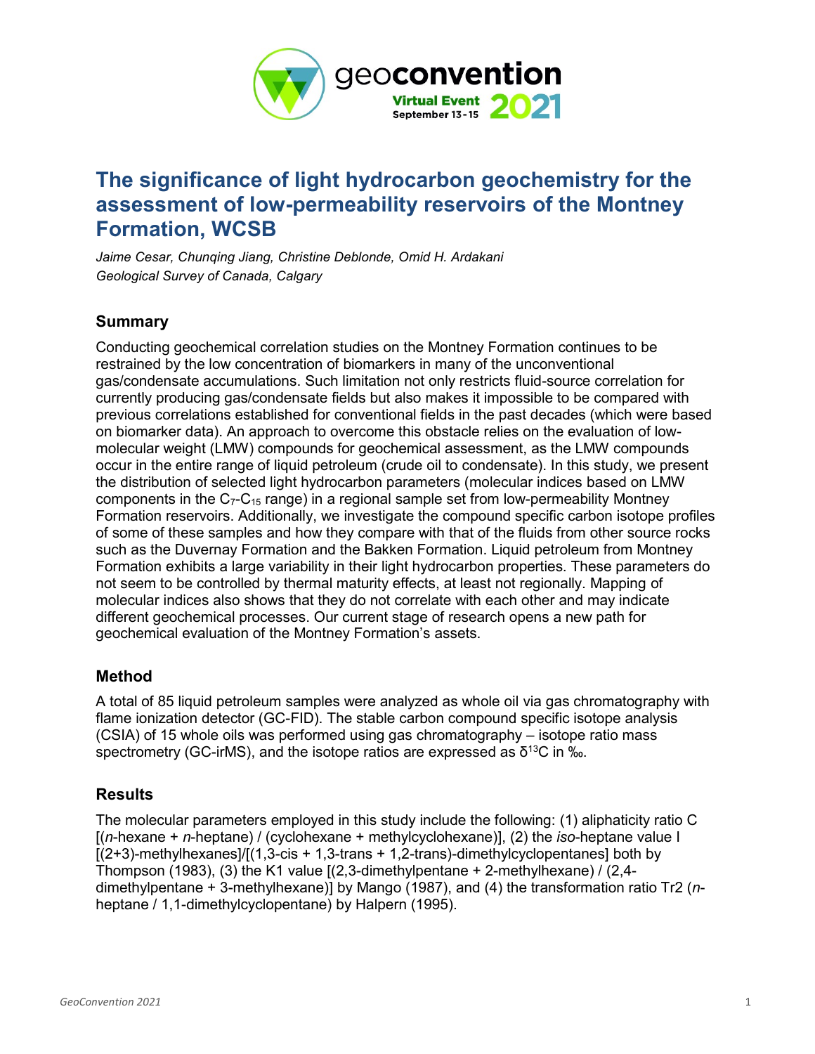# The significance of light hydrocarbon geochemistry for the assessment of low-permeability reservoirs of the Montney Formation, WCSB

*Jaime Cesar, Chunqing Jiang, Christine Deblonde, Omid H. Ardakani*
*Geological Survey of Canada, Calgary*

## Summary

Conducting geochemical correlation studies on the Montney Formation continues to be restrained by the low concentration of biomarkers in many of the unconventional gas/condensate accumulations. Such limitation not only restricts fluid-source correlation for currently producing gas/condensate fields but also makes it impossible to be compared with previous correlations established for conventional fields in the past decades (which were based on biomarker data). An approach to overcome this obstacle relies on the evaluation of low-molecular weight (LMW) compounds for geochemical assessment, as the LMW compounds occur in the entire range of liquid petroleum (crude oil to condensate). In this study, we present the distribution of selected light hydrocarbon parameters (molecular indices based on LMW components in the $C_7$-$C_{15}$ range) in a regional sample set from low-permeability Montney Formation reservoirs. Additionally, we investigate the compound specific carbon isotope profiles of some of these samples and how they compare with that of the fluids from other source rocks such as the Duvernay Formation and the Bakken Formation. Liquid petroleum from Montney Formation exhibits a large variability in their light hydrocarbon properties. These parameters do not seem to be controlled by thermal maturity effects, at least not regionally. Mapping of molecular indices also shows that they do not correlate with each other and may indicate different geochemical processes. Our current stage of research opens a new path for geochemical evaluation of the Montney Formation's assets.

## Method

A total of 85 liquid petroleum samples were analyzed as whole oil via gas chromatography with flame ionization detector (GC-FID). The stable carbon compound specific isotope analysis (CSIA) of 15 whole oils was performed using gas chromatography – isotope ratio mass spectrometry (GC-irMS), and the isotope ratios are expressed as $\delta^{13}C$ in ‰.

## Results

The molecular parameters employed in this study include the following: (1) aliphaticity ratio C [(*n*-hexane + *n*-heptane) / (cyclohexane + methylcyclohexane)], (2) the *iso*-heptane value I [(2+3)-methylhexanes]/[(1,3-cis + 1,3-trans + 1,2-trans)-dimethylcyclopentanes] both by Thompson (1983), (3) the K1 value [(2,3-dimethylpentane + 2-methylhexane) / (2,4-dimethylpentane + 3-methylhexane)] by Mango (1987), and (4) the transformation ratio Tr2 (*n*-heptane / 1,1-dimethylcyclopentane) by Halpern (1995).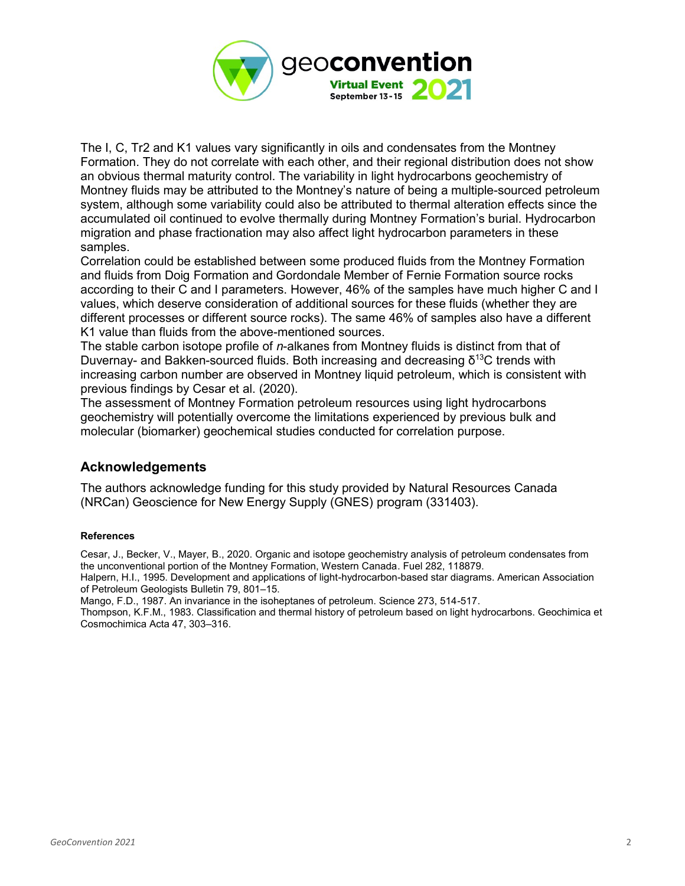The I, C, Tr2 and K1 values vary significantly in oils and condensates from the Montney Formation. They do not correlate with each other, and their regional distribution does not show an obvious thermal maturity control. The variability in light hydrocarbons geochemistry of Montney fluids may be attributed to the Montney's nature of being a multiple-sourced petroleum system, although some variability could also be attributed to thermal alteration effects since the accumulated oil continued to evolve thermally during Montney Formation's burial. Hydrocarbon migration and phase fractionation may also affect light hydrocarbon parameters in these samples.

Correlation could be established between some produced fluids from the Montney Formation and fluids from Doig Formation and Gordondale Member of Fernie Formation source rocks according to their C and I parameters. However, 46% of the samples have much higher C and I values, which deserve consideration of additional sources for these fluids (whether they are different processes or different source rocks). The same 46% of samples also have a different K1 value than fluids from the above-mentioned sources.

The stable carbon isotope profile of *n*-alkanes from Montney fluids is distinct from that of Duvernay- and Bakken-sourced fluids. Both increasing and decreasing $\delta^{13}C$ trends with increasing carbon number are observed in Montney liquid petroleum, which is consistent with previous findings by Cesar et al. (2020).

The assessment of Montney Formation petroleum resources using light hydrocarbons geochemistry will potentially overcome the limitations experienced by previous bulk and molecular (biomarker) geochemical studies conducted for correlation purpose.

## Acknowledgements

The authors acknowledge funding for this study provided by Natural Resources Canada (NRCan) Geoscience for New Energy Supply (GNES) program (331403).

#### References

Cesar, J., Becker, V., Mayer, B., 2020. Organic and isotope geochemistry analysis of petroleum condensates from the unconventional portion of the Montney Formation, Western Canada. Fuel 282, 118879.

Halpern, H.I., 1995. Development and applications of light-hydrocarbon-based star diagrams. American Association of Petroleum Geologists Bulletin 79, 801–15.

Mango, F.D., 1987. An invariance in the isoheptanes of petroleum. Science 273, 514-517.

Thompson, K.F.M., 1983. Classification and thermal history of petroleum based on light hydrocarbons. Geochimica et Cosmochimica Acta 47, 303–316.